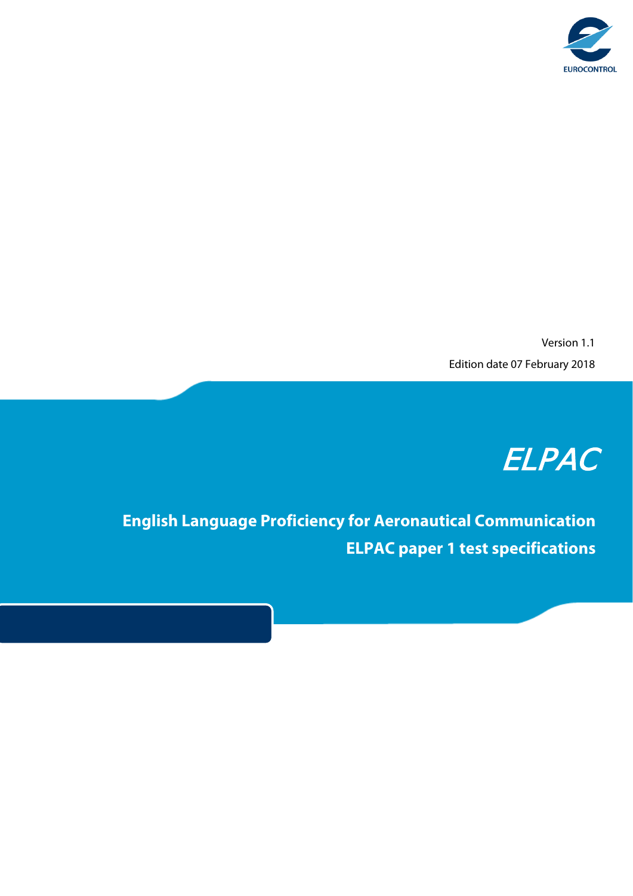EUROCONTROL

Version 1.1

Edition date 07 February 2018

# ELPAC

## English Language Proficiency for Aeronautical Communication

## ELPAC paper 1 test specifications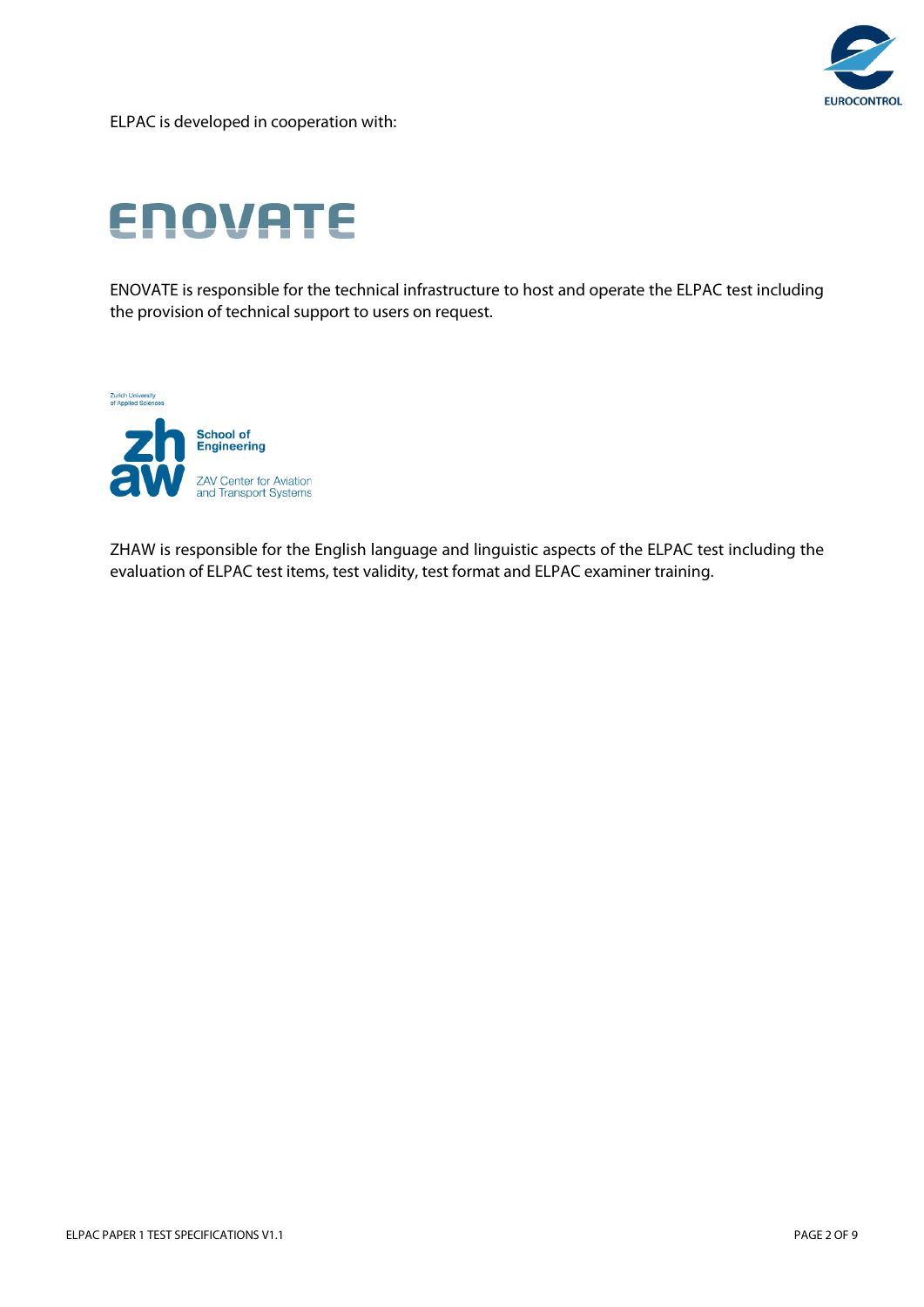ELPAC is developed in cooperation with:

ENOVATE

ENOVATE is responsible for the technical infrastructure to host and operate the ELPAC test including the provision of technical support to users on request.

Zurich University of Applied Sciences

zhaw School of Engineering

ZAV Center for Aviation and Transport Systems

ZHAW is responsible for the English language and linguistic aspects of the ELPAC test including the evaluation of ELPAC test items, test validity, test format and ELPAC examiner training.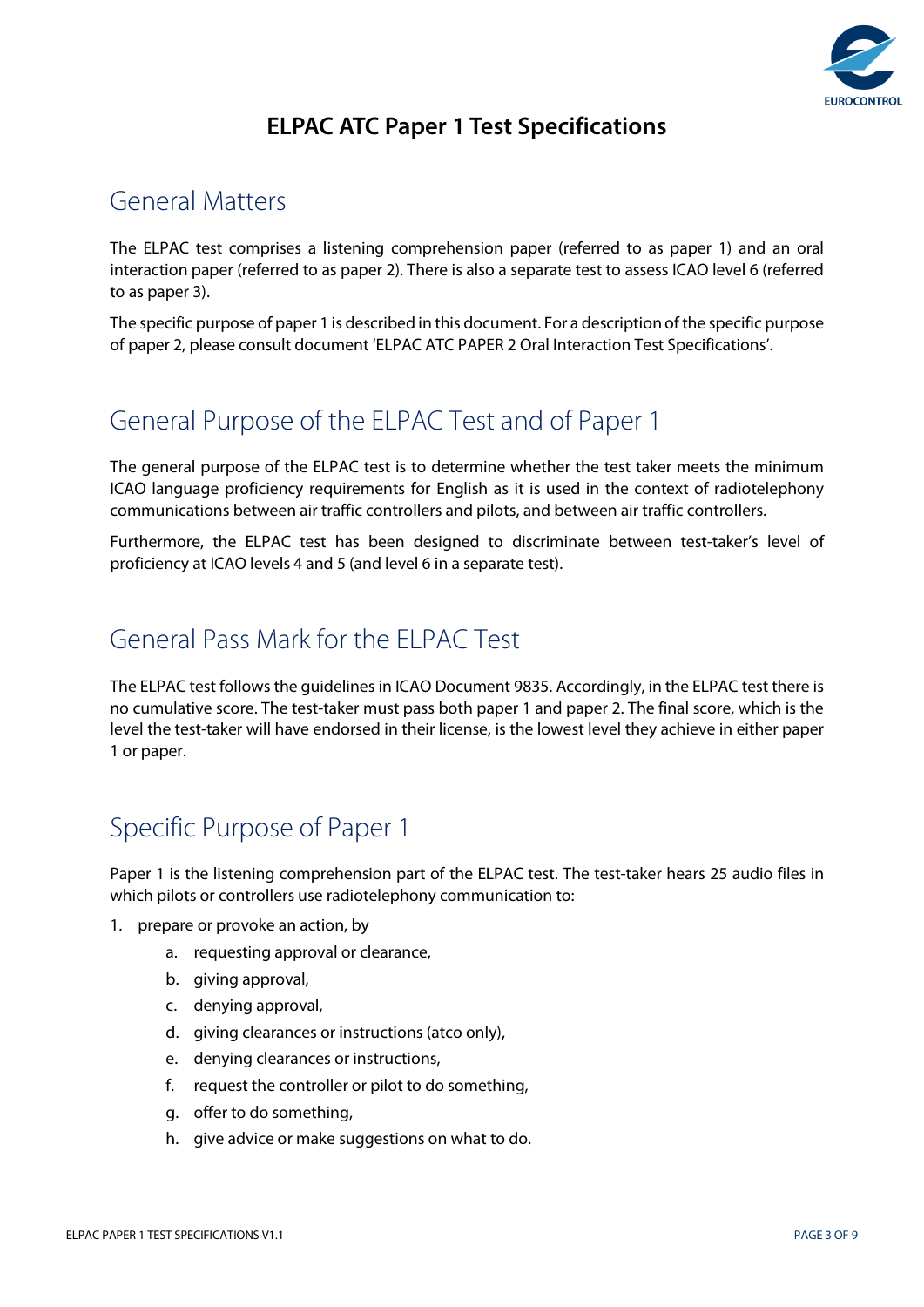# ELPAC ATC Paper 1 Test Specifications

## General Matters

The ELPAC test comprises a listening comprehension paper (referred to as paper 1) and an oral interaction paper (referred to as paper 2). There is also a separate test to assess ICAO level 6 (referred to as paper 3).

The specific purpose of paper 1 is described in this document. For a description of the specific purpose of paper 2, please consult document 'ELPAC ATC PAPER 2 Oral Interaction Test Specifications'.

## General Purpose of the ELPAC Test and of Paper 1

The general purpose of the ELPAC test is to determine whether the test taker meets the minimum ICAO language proficiency requirements for English as it is used in the context of radiotelephony communications between air traffic controllers and pilots, and between air traffic controllers.

Furthermore, the ELPAC test has been designed to discriminate between test-taker's level of proficiency at ICAO levels 4 and 5 (and level 6 in a separate test).

## General Pass Mark for the ELPAC Test

The ELPAC test follows the guidelines in ICAO Document 9835. Accordingly, in the ELPAC test there is no cumulative score. The test-taker must pass both paper 1 and paper 2. The final score, which is the level the test-taker will have endorsed in their license, is the lowest level they achieve in either paper 1 or paper.

## Specific Purpose of Paper 1

Paper 1 is the listening comprehension part of the ELPAC test. The test-taker hears 25 audio files in which pilots or controllers use radiotelephony communication to:

1. prepare or provoke an action, by
    a. requesting approval or clearance,
    b. giving approval,
    c. denying approval,
    d. giving clearances or instructions (atco only),
    e. denying clearances or instructions,
    f. request the controller or pilot to do something,
    g. offer to do something,
    h. give advice or make suggestions on what to do.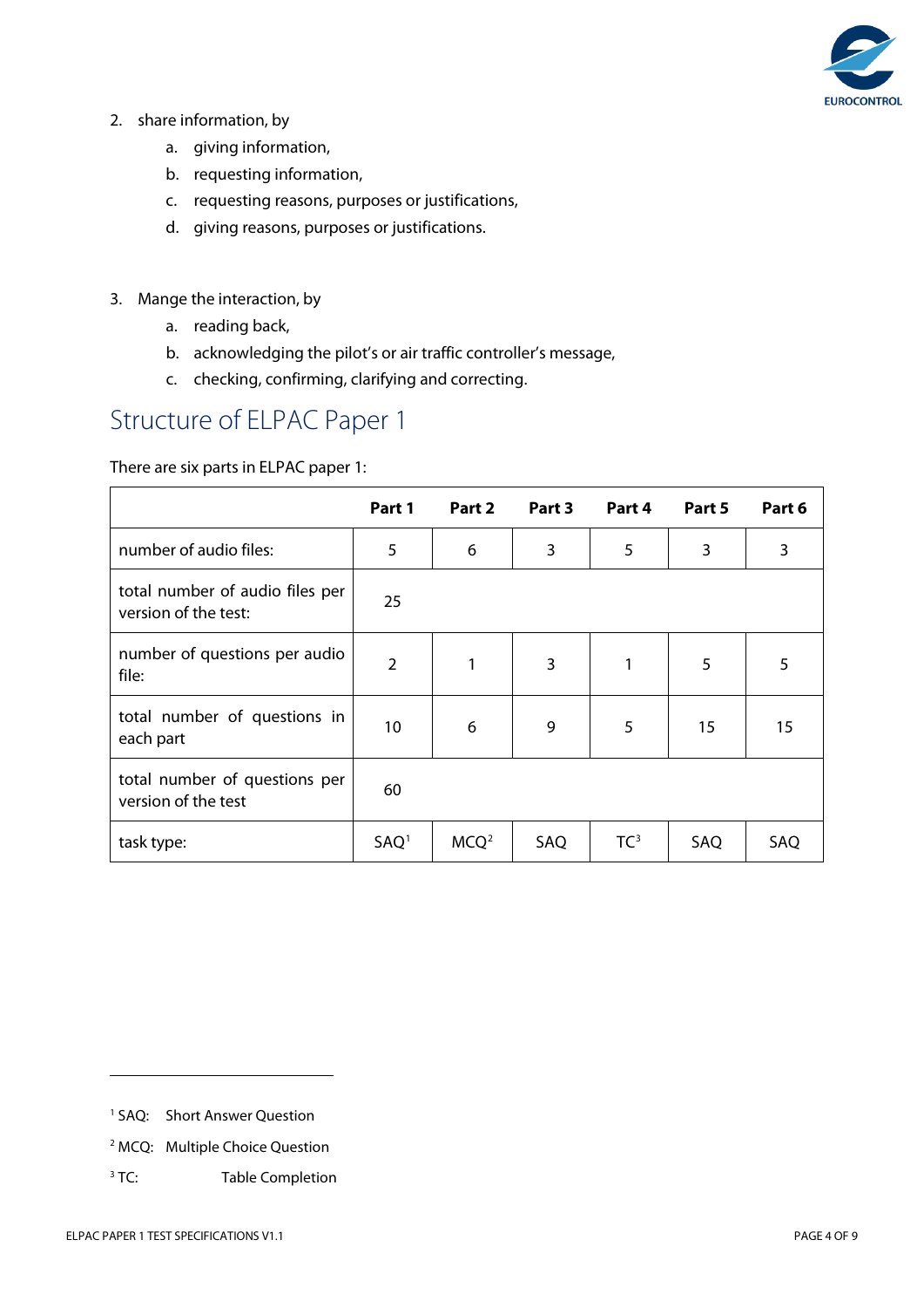2. share information, by
    a. giving information,
    b. requesting information,
    c. requesting reasons, purposes or justifications,
    d. giving reasons, purposes or justifications.

3. Mange the interaction, by
    a. reading back,
    b. acknowledging the pilot's or air traffic controller's message,
    c. checking, confirming, clarifying and correcting.

## Structure of ELPAC Paper 1

There are six parts in ELPAC paper 1:

| | Part 1 | Part 2 | Part 3 | Part 4 | Part 5 | Part 6 |
|---|---|---|---|---|---|---|
| number of audio files: | 5 | 6 | 3 | 5 | 3 | 3 |
| total number of audio files per version of the test: | 25 | | | | | |
| number of questions per audio file: | 2 | 1 | 3 | 1 | 5 | 5 |
| total number of questions in each part | 10 | 6 | 9 | 5 | 15 | 15 |
| total number of questions per version of the test | 60 | | | | | |
| task type: | SAQ[1] | MCQ[2] | SAQ | TC[3] | SAQ | SAQ |

[1] SAQ: Short Answer Question

[2] MCQ: Multiple Choice Question

[3] TC: Table Completion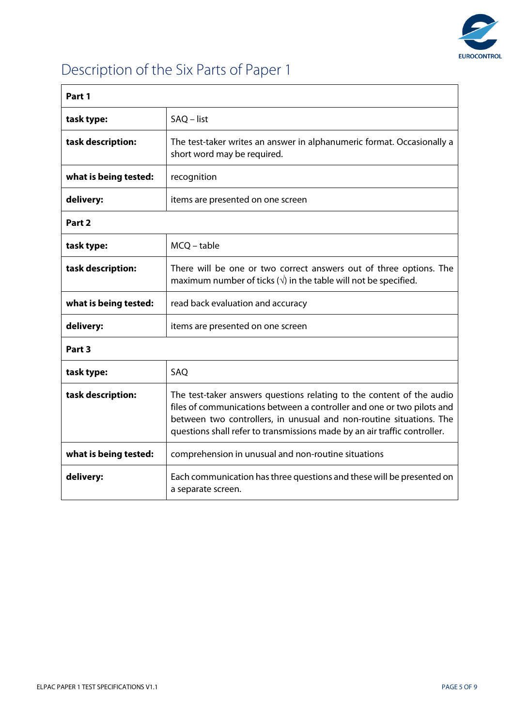# Description of the Six Parts of Paper 1

| **Part 1** | |
|---|---|
| **task type:** | SAQ – list |
| **task description:** | The test-taker writes an answer in alphanumeric format. Occasionally a short word may be required. |
| **what is being tested:** | recognition |
| **delivery:** | items are presented on one screen |
| **Part 2** | |
| **task type:** | MCQ – table |
| **task description:** | There will be one or two correct answers out of three options. The maximum number of ticks (√) in the table will not be specified. |
| **what is being tested:** | read back evaluation and accuracy |
| **delivery:** | items are presented on one screen |
| **Part 3** | |
| **task type:** | SAQ |
| **task description:** | The test-taker answers questions relating to the content of the audio files of communications between a controller and one or two pilots and between two controllers, in unusual and non-routine situations. The questions shall refer to transmissions made by an air traffic controller. |
| **what is being tested:** | comprehension in unusual and non-routine situations |
| **delivery:** | Each communication has three questions and these will be presented on a separate screen. |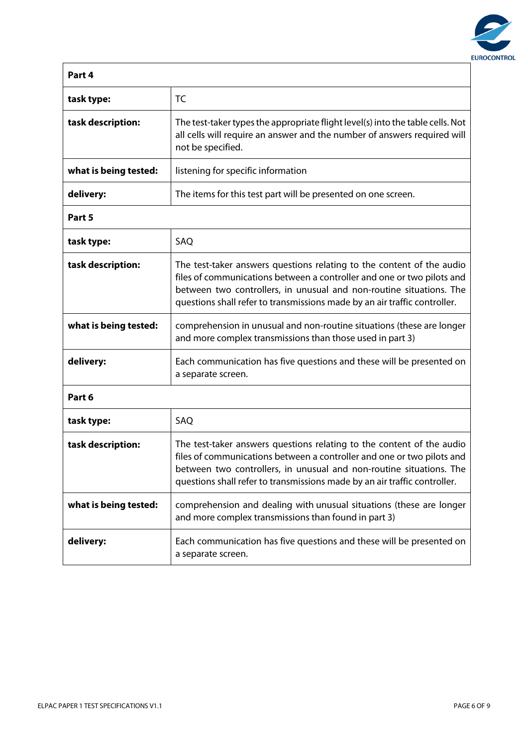| Part 4 | |
|---|---|
| **task type:** | TC |
| **task description:** | The test-taker types the appropriate flight level(s) into the table cells. Not all cells will require an answer and the number of answers required will not be specified. |
| **what is being tested:** | listening for specific information |
| **delivery:** | The items for this test part will be presented on one screen. |
| **Part 5** | |
| **task type:** | SAQ |
| **task description:** | The test-taker answers questions relating to the content of the audio files of communications between a controller and one or two pilots and between two controllers, in unusual and non-routine situations. The questions shall refer to transmissions made by an air traffic controller. |
| **what is being tested:** | comprehension in unusual and non-routine situations (these are longer and more complex transmissions than those used in part 3) |
| **delivery:** | Each communication has five questions and these will be presented on a separate screen. |
| **Part 6** | |
| **task type:** | SAQ |
| **task description:** | The test-taker answers questions relating to the content of the audio files of communications between a controller and one or two pilots and between two controllers, in unusual and non-routine situations. The questions shall refer to transmissions made by an air traffic controller. |
| **what is being tested:** | comprehension and dealing with unusual situations (these are longer and more complex transmissions than found in part 3) |
| **delivery:** | Each communication has five questions and these will be presented on a separate screen. |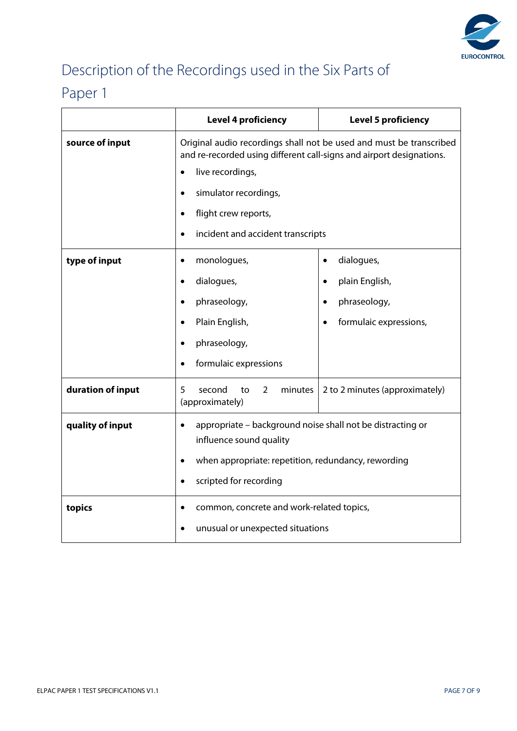# Description of the Recordings used in the Six Parts of Paper 1

| | Level 4 proficiency | Level 5 proficiency |
|---|---|---|
| **source of input** | Original audio recordings shall not be used and must be transcribed and re-recorded using different call-signs and airport designations.<br>• live recordings,<br>• simulator recordings,<br>• flight crew reports,<br>• incident and accident transcripts | |
| **type of input** | • monologues,<br>• dialogues,<br>• phraseology,<br>• Plain English,<br>• phraseology,<br>• formulaic expressions | • dialogues,<br>• plain English,<br>• phraseology,<br>• formulaic expressions, |
| **duration of input** | 5 second to 2 minutes (approximately) | 2 to 2 minutes (approximately) |
| **quality of input** | • appropriate – background noise shall not be distracting or influence sound quality<br>• when appropriate: repetition, redundancy, rewording<br>• scripted for recording | |
| **topics** | • common, concrete and work-related topics,<br>• unusual or unexpected situations | |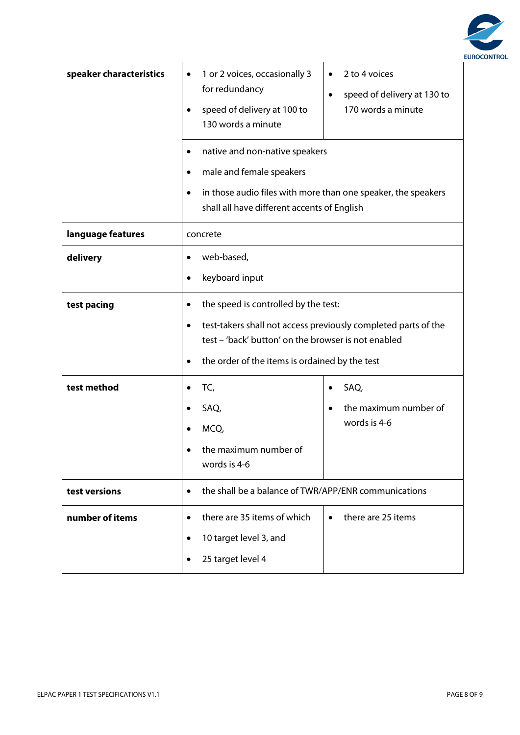| | | |
|---|---|---|
| **speaker characteristics** | • 1 or 2 voices, occasionally 3 for redundancy<br>• speed of delivery at 100 to 130 words a minute | • 2 to 4 voices<br>• speed of delivery at 130 to 170 words a minute |
| | • native and non-native speakers<br>• male and female speakers<br>• in those audio files with more than one speaker, the speakers shall all have different accents of English | |
| **language features** | concrete | |
| **delivery** | • web-based,<br>• keyboard input | |
| **test pacing** | • the speed is controlled by the test:<br>• test-takers shall not access previously completed parts of the test – 'back' button' on the browser is not enabled<br>• the order of the items is ordained by the test | |
| **test method** | • TC,<br>• SAQ,<br>• MCQ,<br>• the maximum number of words is 4-6 | • SAQ,<br>• the maximum number of words is 4-6 |
| **test versions** | • the shall be a balance of TWR/APP/ENR communications | |
| **number of items** | • there are 35 items of which<br>• 10 target level 3, and<br>• 25 target level 4 | • there are 25 items |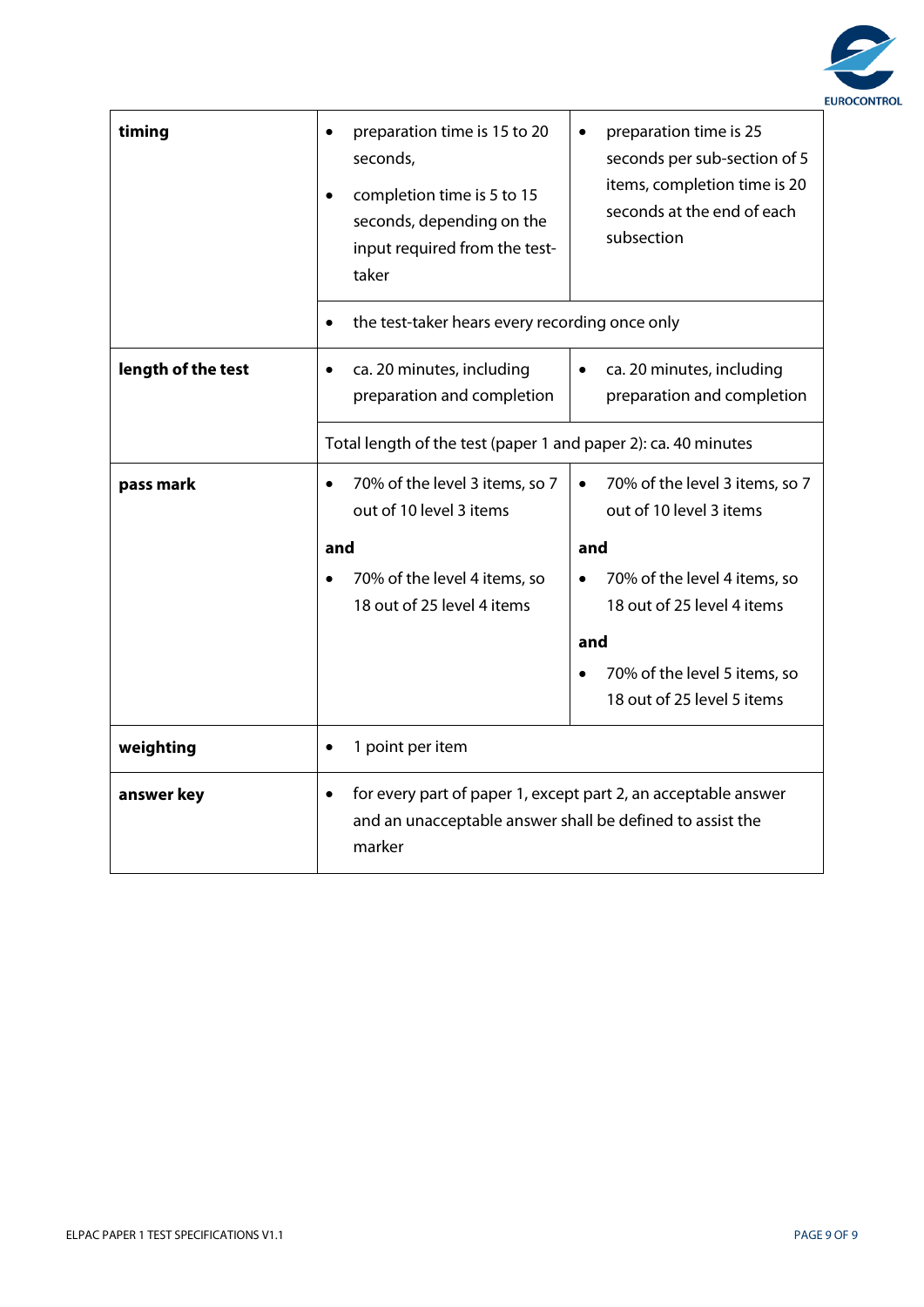| | | |
|---|---|---|
| **timing** | • preparation time is 15 to 20 seconds,<br>• completion time is 5 to 15 seconds, depending on the input required from the test-taker | • preparation time is 25 seconds per sub-section of 5 items, completion time is 20 seconds at the end of each subsection |
| | • the test-taker hears every recording once only | |
| **length of the test** | • ca. 20 minutes, including preparation and completion | • ca. 20 minutes, including preparation and completion |
| | Total length of the test (paper 1 and paper 2): ca. 40 minutes | |
| **pass mark** | • 70% of the level 3 items, so 7 out of 10 level 3 items<br>**and**<br>• 70% of the level 4 items, so 18 out of 25 level 4 items | • 70% of the level 3 items, so 7 out of 10 level 3 items<br>**and**<br>• 70% of the level 4 items, so 18 out of 25 level 4 items<br>**and**<br>• 70% of the level 5 items, so 18 out of 25 level 5 items |
| **weighting** | • 1 point per item | |
| **answer key** | • for every part of paper 1, except part 2, an acceptable answer and an unacceptable answer shall be defined to assist the marker | |